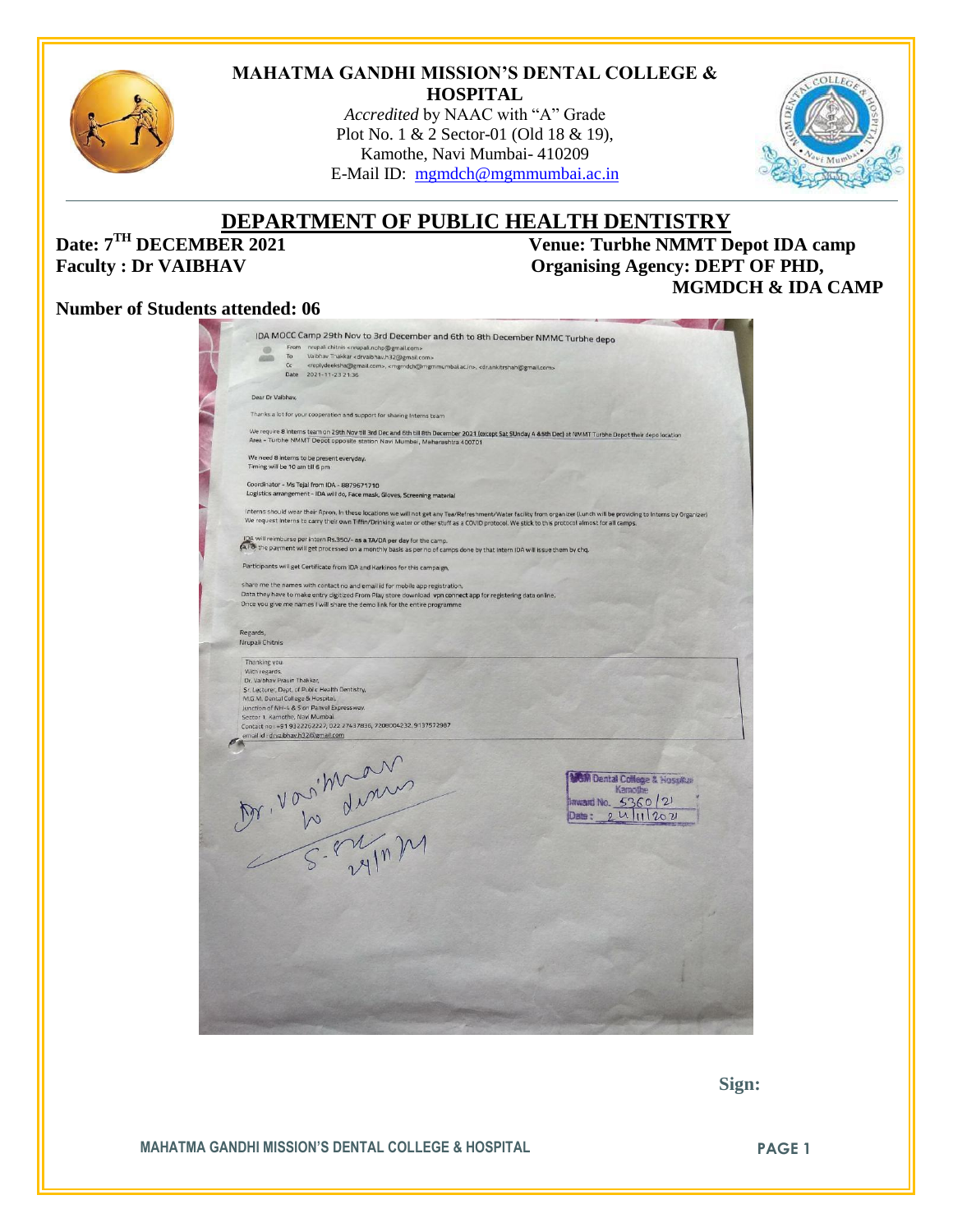# MAHATMA GANDHI MISSION'S DENTAL COLLEGE & HOSPITAL

*Accredited* by NAAC with "A" Grade
Plot No. 1 & 2 Sector-01 (Old 18 & 19),
Kamothe, Navi Mumbai- 410209
E-Mail ID: mgmdch@mgmmumbai.ac.in

## DEPARTMENT OF PUBLIC HEALTH DENTISTRY

**Date: 7TH DECEMBER 2021** **Venue: Turbhe NMMT Depot IDA camp**

**Faculty : Dr VAIBHAV** **Organising Agency: DEPT OF PHD, MGMDCH & IDA CAMP**

**Number of Students attended: 06**

IDA MOCC Camp 29th Nov to 3rd December and 6th to 8th December NMMC Turbhe depo

From nrupali chitnis <nrupali.ncho@gmail.com>
To Vaibhav Thakkar <drvaibhav.h32@gmail.com>
Cc <replydeeksha@gmail.com>, <mgmdch@mgmmumbai.ac.in>, <dr.ankitshah@gmail.com>
Date 2021-11-23 21:36

Dear Dr Vaibhav,

Thanks a lot for your cooperation and support for sharing Interns team

We require 8 interns team on 29th Nov till 3rd Dec and 6th till 8th December 2021 (except Sat SUnday 4 &5th Dec) at NMMT Turbhe Depot their depo location Area - Turbhe NMMT Depot opposite station Navi Mumbai, Maharashtra 400701

We need 8 interns to be present everyday.
Timing will be 10 am till 6 pm

Coordinator - Ms Tejal from IDA - 8879671710
Logistics arrangement - IDA will do, Face mask, Gloves, Screening material

Interns should wear their Apron, In these locations we will not get any Tea/Refreshment/Water facility from organizer (Lunch will be providing to interns by Organizer)
We request interns to carry their own Tiffin/Drinking water or other stuff as a COVID protocol. We stick to this protocol almost for all camps.

IDA will reimburse per intern Rs.350/- as a TA/DA per day for the camp.
For the payment will get processed on a monthly basis as per no of camps done by that intern IDA will issue them by chq.

Participants will get Certificate from IDA and Karkinos for this campaign.

share me the names with contact no and email id for mobile app registration.
Data they have to make entry digitized From Play store download vpn connect app for registering data online.
Once you give me names I will share the demo link for the entire programme

Regards,
Nrupali Chitnis

Thanking you
With regards,
Dr. Vaibhav Pravin Thakkar,
Sr. Lecturer, Dept. of Public Health Dentistry,
M.G.M. Dental College & Hospital,
Junction of NH-4 & Sion Panvel Expressway,
Sector 1, Kamothe, Navi Mumbai
Contact no: +91 9322262227, 022 27437836, 7208004232, 9137572987
email id: drvaibhav.h32@gmail.com

Dr. Vaibhav to discuss
S-24/11/21

MGM Dental College & Hospital Kamothe
Inward No. 5360/21
Date: 24/11/2021

Sign: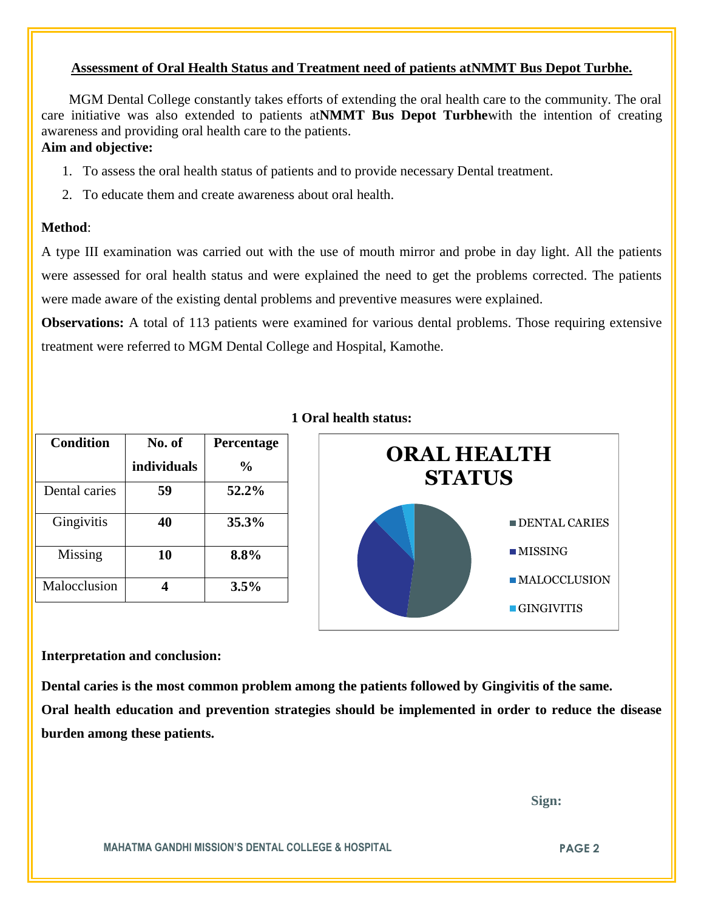## Assessment of Oral Health Status and Treatment need of patients atNMMT Bus Depot Turbhe.

MGM Dental College constantly takes efforts of extending the oral health care to the community. The oral care initiative was also extended to patients at**NMMT Bus Depot Turbhe**with the intention of creating awareness and providing oral health care to the patients.

**Aim and objective:**

1. To assess the oral health status of patients and to provide necessary Dental treatment.
2. To educate them and create awareness about oral health.

**Method**:

A type III examination was carried out with the use of mouth mirror and probe in day light. All the patients were assessed for oral health status and were explained the need to get the problems corrected. The patients were made aware of the existing dental problems and preventive measures were explained.

**Observations:** A total of 113 patients were examined for various dental problems. Those requiring extensive treatment were referred to MGM Dental College and Hospital, Kamothe.

**1 Oral health status:**

| Condition | No. of individuals | Percentage % |
|---|---|---|
| Dental caries | **59** | **52.2%** |
| Gingivitis | **40** | **35.3%** |
| Missing | **10** | **8.8%** |
| Malocclusion | **4** | **3.5%** |

**ORAL HEALTH STATUS**

- DENTAL CARIES
- MISSING
- MALOCCLUSION
- GINGIVITIS

**Interpretation and conclusion:**

**Dental caries is the most common problem among the patients followed by Gingivitis of the same.**

**Oral health education and prevention strategies should be implemented in order to reduce the disease burden among these patients.**

**Sign:**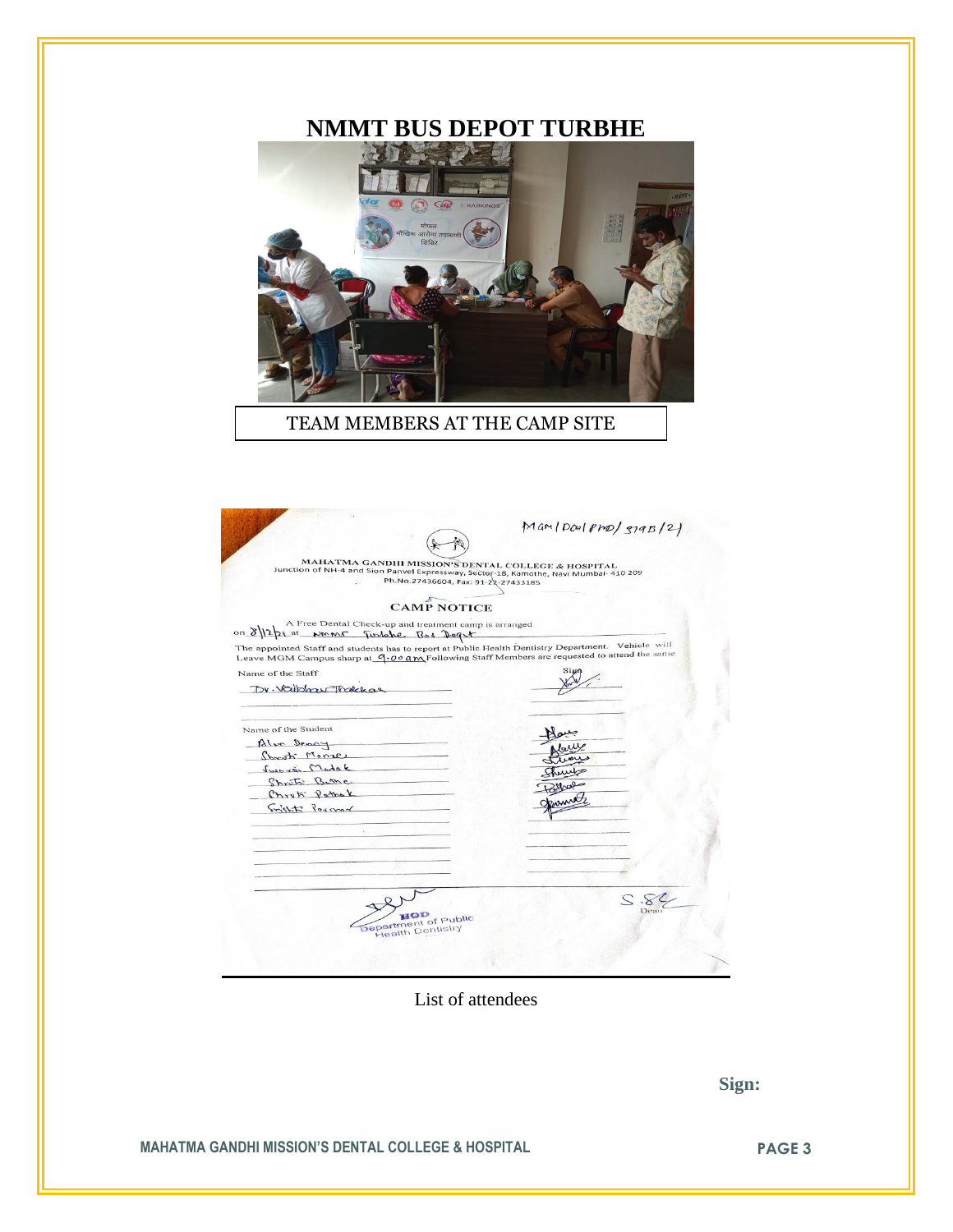# NMMT BUS DEPOT TURBHE

TEAM MEMBERS AT THE CAMP SITE

MGM/DC/PHD/379B/21

MAHATMA GANDHI MISSION'S DENTAL COLLEGE & HOSPITAL
Junction of NH-4 and Sion Panvel Expressway, Sector-18, Kamothe, Navi Mumbai- 410 209
Ph.No.27436604, Fax: 91-22-27433185

**CAMP NOTICE**

A Free Dental Check-up and treatment camp is arranged on 8/12/21 at NMMT Turbhe Bus Depot

The appointed Staff and students has to report at Public Health Dentistry Department. Vehicle will Leave MGM Campus sharp at 9.00 am Following Staff Members are requested to attend the same

| Name of the Staff | Sign |
| --- | --- |
| Dr. Vaibhav Thakkar | (signed) |

| Name of the Student | Sign |
| --- | --- |
| Alne Dsouza | (signed) |
| Shruti Manze | (signed) |
| Sanskriti Modak | (signed) |
| Shruti Bathe | (signed) |
| Shruti Pathak | (signed) |
| Srishti Parmar | (signed) |

HOD
Department of Public Health Dentistry

Dean

List of attendees

**Sign:**